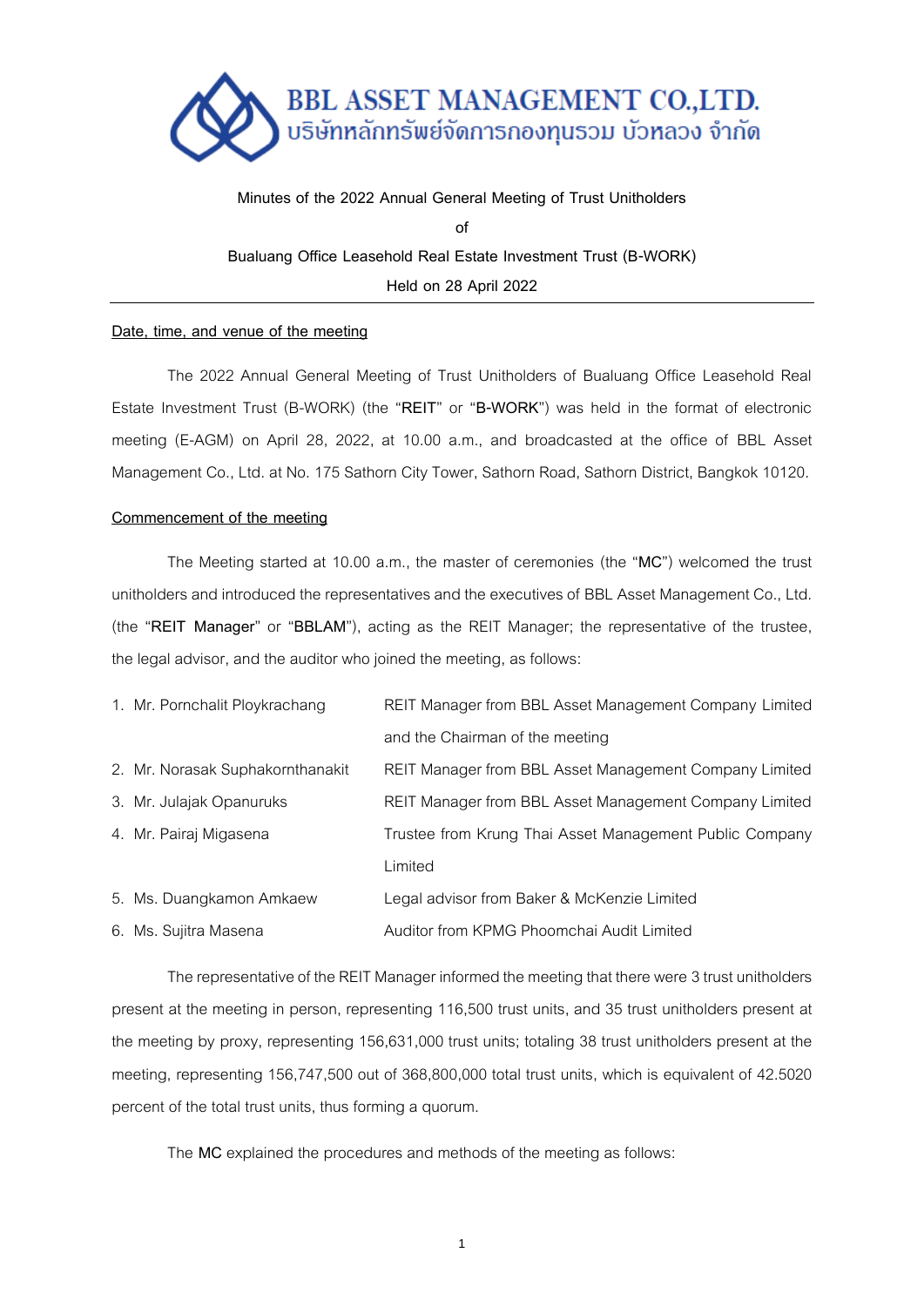**BBL ASSET MANAGEMENT CO.,LTD.**
บริษัทหลักทรัพย์จัดการกองทุนรวม บัวหลวง จำกัด

**Minutes of the 2022 Annual General Meeting of Trust Unitholders**

**of**

**Bualuang Office Leasehold Real Estate Investment Trust (B-WORK)**

**Held on 28 April 2022**

---

## Date, time, and venue of the meeting

The 2022 Annual General Meeting of Trust Unitholders of Bualuang Office Leasehold Real Estate Investment Trust (B-WORK) (the "**REIT**" or "**B-WORK**") was held in the format of electronic meeting (E-AGM) on April 28, 2022, at 10.00 a.m., and broadcasted at the office of BBL Asset Management Co., Ltd. at No. 175 Sathorn City Tower, Sathorn Road, Sathorn District, Bangkok 10120.

## Commencement of the meeting

The Meeting started at 10.00 a.m., the master of ceremonies (the "**MC**") welcomed the trust unitholders and introduced the representatives and the executives of BBL Asset Management Co., Ltd. (the "**REIT Manager**" or "**BBLAM**"), acting as the REIT Manager; the representative of the trustee, the legal advisor, and the auditor who joined the meeting, as follows:

1. Mr. Pornchalit Ploykrachang — REIT Manager from BBL Asset Management Company Limited and the Chairman of the meeting
2. Mr. Norasak Suphakornthanakit — REIT Manager from BBL Asset Management Company Limited
3. Mr. Julajak Opanuruks — REIT Manager from BBL Asset Management Company Limited
4. Mr. Pairaj Migasena — Trustee from Krung Thai Asset Management Public Company Limited
5. Ms. Duangkamon Amkaew — Legal advisor from Baker & McKenzie Limited
6. Ms. Sujitra Masena — Auditor from KPMG Phoomchai Audit Limited

The representative of the REIT Manager informed the meeting that there were 3 trust unitholders present at the meeting in person, representing 116,500 trust units, and 35 trust unitholders present at the meeting by proxy, representing 156,631,000 trust units; totaling 38 trust unitholders present at the meeting, representing 156,747,500 out of 368,800,000 total trust units, which is equivalent of 42.5020 percent of the total trust units, thus forming a quorum.

The **MC** explained the procedures and methods of the meeting as follows: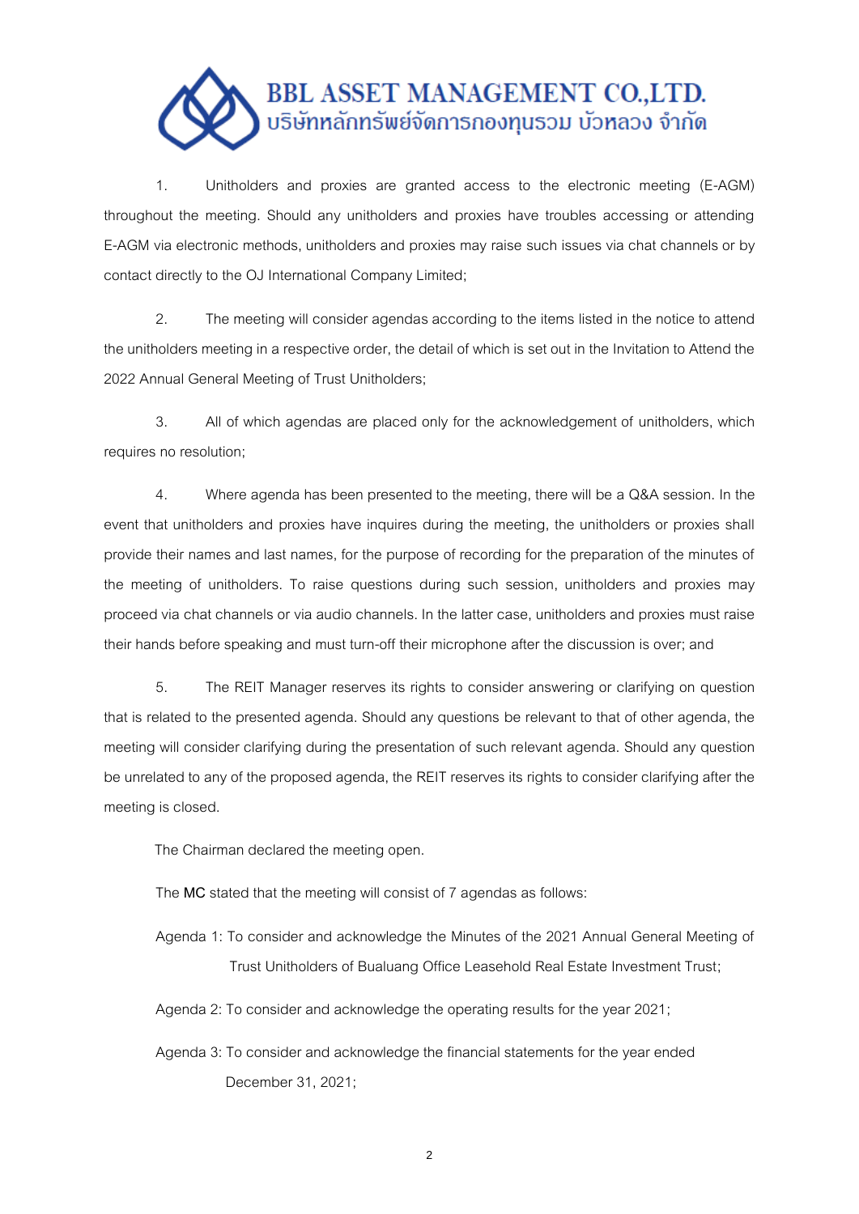1. Unitholders and proxies are granted access to the electronic meeting (E-AGM) throughout the meeting. Should any unitholders and proxies have troubles accessing or attending E-AGM via electronic methods, unitholders and proxies may raise such issues via chat channels or by contact directly to the OJ International Company Limited;

2. The meeting will consider agendas according to the items listed in the notice to attend the unitholders meeting in a respective order, the detail of which is set out in the Invitation to Attend the 2022 Annual General Meeting of Trust Unitholders;

3. All of which agendas are placed only for the acknowledgement of unitholders, which requires no resolution;

4. Where agenda has been presented to the meeting, there will be a Q&A session. In the event that unitholders and proxies have inquires during the meeting, the unitholders or proxies shall provide their names and last names, for the purpose of recording for the preparation of the minutes of the meeting of unitholders. To raise questions during such session, unitholders and proxies may proceed via chat channels or via audio channels. In the latter case, unitholders and proxies must raise their hands before speaking and must turn-off their microphone after the discussion is over; and

5. The REIT Manager reserves its rights to consider answering or clarifying on question that is related to the presented agenda. Should any questions be relevant to that of other agenda, the meeting will consider clarifying during the presentation of such relevant agenda. Should any question be unrelated to any of the proposed agenda, the REIT reserves its rights to consider clarifying after the meeting is closed.

The Chairman declared the meeting open.

The **MC** stated that the meeting will consist of 7 agendas as follows:

Agenda 1: To consider and acknowledge the Minutes of the 2021 Annual General Meeting of Trust Unitholders of Bualuang Office Leasehold Real Estate Investment Trust;

Agenda 2: To consider and acknowledge the operating results for the year 2021;

Agenda 3: To consider and acknowledge the financial statements for the year ended December 31, 2021;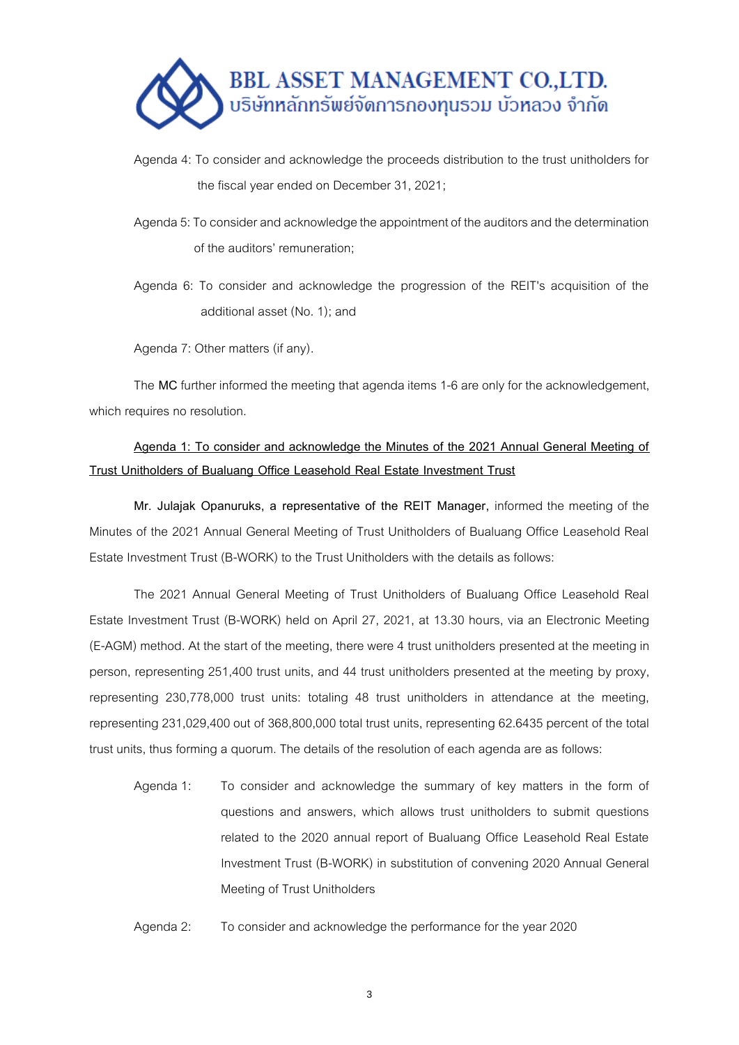Agenda 4: To consider and acknowledge the proceeds distribution to the trust unitholders for the fiscal year ended on December 31, 2021;

Agenda 5: To consider and acknowledge the appointment of the auditors and the determination of the auditors' remuneration;

Agenda 6: To consider and acknowledge the progression of the REIT's acquisition of the additional asset (No. 1); and

Agenda 7: Other matters (if any).

The **MC** further informed the meeting that agenda items 1-6 are only for the acknowledgement, which requires no resolution.

**Agenda 1: To consider and acknowledge the Minutes of the 2021 Annual General Meeting of Trust Unitholders of Bualuang Office Leasehold Real Estate Investment Trust**

**Mr. Julajak Opanuruks, a representative of the REIT Manager,** informed the meeting of the Minutes of the 2021 Annual General Meeting of Trust Unitholders of Bualuang Office Leasehold Real Estate Investment Trust (B-WORK) to the Trust Unitholders with the details as follows:

The 2021 Annual General Meeting of Trust Unitholders of Bualuang Office Leasehold Real Estate Investment Trust (B-WORK) held on April 27, 2021, at 13.30 hours, via an Electronic Meeting (E-AGM) method. At the start of the meeting, there were 4 trust unitholders presented at the meeting in person, representing 251,400 trust units, and 44 trust unitholders presented at the meeting by proxy, representing 230,778,000 trust units: totaling 48 trust unitholders in attendance at the meeting, representing 231,029,400 out of 368,800,000 total trust units, representing 62.6435 percent of the total trust units, thus forming a quorum. The details of the resolution of each agenda are as follows:

Agenda 1: To consider and acknowledge the summary of key matters in the form of questions and answers, which allows trust unitholders to submit questions related to the 2020 annual report of Bualuang Office Leasehold Real Estate Investment Trust (B-WORK) in substitution of convening 2020 Annual General Meeting of Trust Unitholders

Agenda 2: To consider and acknowledge the performance for the year 2020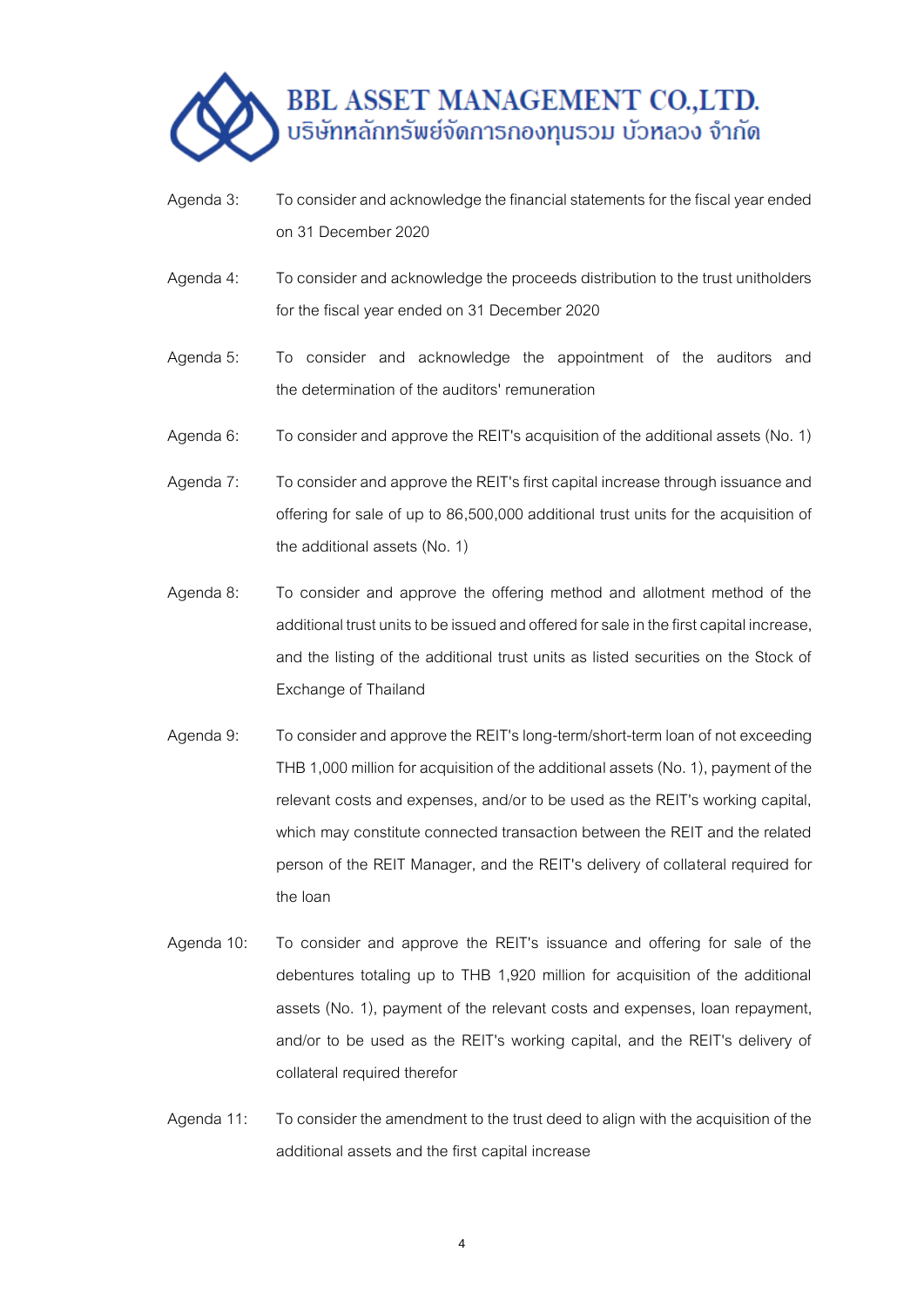Agenda 3: To consider and acknowledge the financial statements for the fiscal year ended on 31 December 2020

Agenda 4: To consider and acknowledge the proceeds distribution to the trust unitholders for the fiscal year ended on 31 December 2020

Agenda 5: To consider and acknowledge the appointment of the auditors and the determination of the auditors' remuneration

Agenda 6: To consider and approve the REIT's acquisition of the additional assets (No. 1)

Agenda 7: To consider and approve the REIT's first capital increase through issuance and offering for sale of up to 86,500,000 additional trust units for the acquisition of the additional assets (No. 1)

Agenda 8: To consider and approve the offering method and allotment method of the additional trust units to be issued and offered for sale in the first capital increase, and the listing of the additional trust units as listed securities on the Stock of Exchange of Thailand

Agenda 9: To consider and approve the REIT's long-term/short-term loan of not exceeding THB 1,000 million for acquisition of the additional assets (No. 1), payment of the relevant costs and expenses, and/or to be used as the REIT's working capital, which may constitute connected transaction between the REIT and the related person of the REIT Manager, and the REIT's delivery of collateral required for the loan

Agenda 10: To consider and approve the REIT's issuance and offering for sale of the debentures totaling up to THB 1,920 million for acquisition of the additional assets (No. 1), payment of the relevant costs and expenses, loan repayment, and/or to be used as the REIT's working capital, and the REIT's delivery of collateral required therefor

Agenda 11: To consider the amendment to the trust deed to align with the acquisition of the additional assets and the first capital increase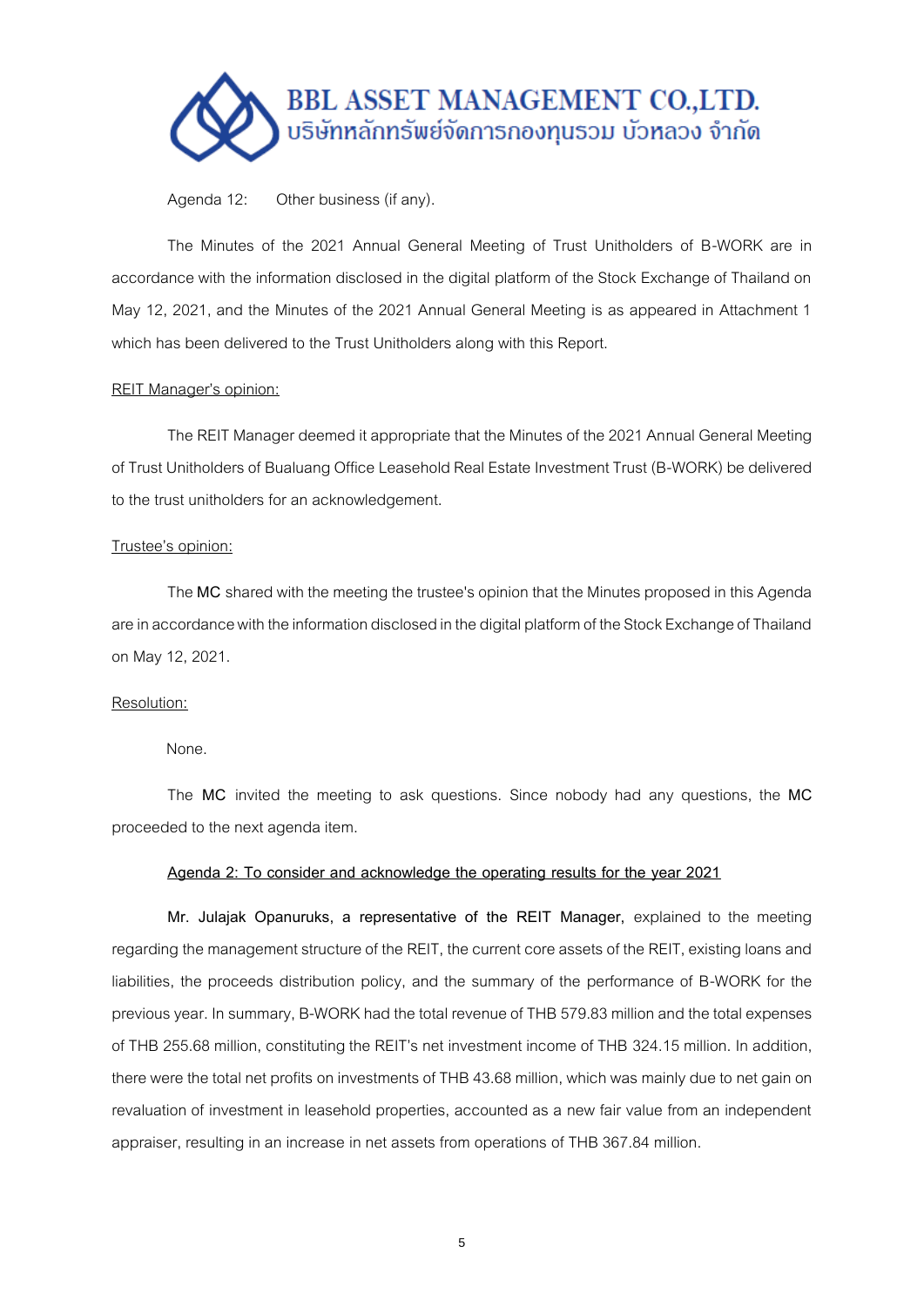Agenda 12: Other business (if any).

The Minutes of the 2021 Annual General Meeting of Trust Unitholders of B-WORK are in accordance with the information disclosed in the digital platform of the Stock Exchange of Thailand on May 12, 2021, and the Minutes of the 2021 Annual General Meeting is as appeared in Attachment 1 which has been delivered to the Trust Unitholders along with this Report.

<u>REIT Manager's opinion:</u>

The REIT Manager deemed it appropriate that the Minutes of the 2021 Annual General Meeting of Trust Unitholders of Bualuang Office Leasehold Real Estate Investment Trust (B-WORK) be delivered to the trust unitholders for an acknowledgement.

<u>Trustee's opinion:</u>

The **MC** shared with the meeting the trustee's opinion that the Minutes proposed in this Agenda are in accordance with the information disclosed in the digital platform of the Stock Exchange of Thailand on May 12, 2021.

<u>Resolution:</u>

None.

The **MC** invited the meeting to ask questions. Since nobody had any questions, the **MC** proceeded to the next agenda item.

**<u>Agenda 2: To consider and acknowledge the operating results for the year 2021</u>**

**Mr. Julajak Opanuruks, a representative of the REIT Manager,** explained to the meeting regarding the management structure of the REIT, the current core assets of the REIT, existing loans and liabilities, the proceeds distribution policy, and the summary of the performance of B-WORK for the previous year. In summary, B-WORK had the total revenue of THB 579.83 million and the total expenses of THB 255.68 million, constituting the REIT's net investment income of THB 324.15 million. In addition, there were the total net profits on investments of THB 43.68 million, which was mainly due to net gain on revaluation of investment in leasehold properties, accounted as a new fair value from an independent appraiser, resulting in an increase in net assets from operations of THB 367.84 million.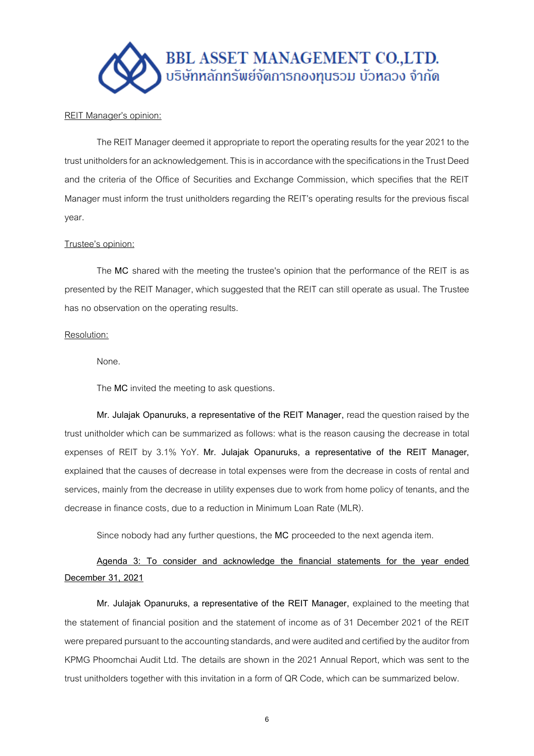REIT Manager's opinion:

The REIT Manager deemed it appropriate to report the operating results for the year 2021 to the trust unitholders for an acknowledgement. This is in accordance with the specifications in the Trust Deed and the criteria of the Office of Securities and Exchange Commission, which specifies that the REIT Manager must inform the trust unitholders regarding the REIT's operating results for the previous fiscal year.

Trustee's opinion:

The **MC** shared with the meeting the trustee's opinion that the performance of the REIT is as presented by the REIT Manager, which suggested that the REIT can still operate as usual. The Trustee has no observation on the operating results.

Resolution:

None.

The **MC** invited the meeting to ask questions.

**Mr. Julajak Opanuruks, a representative of the REIT Manager,** read the question raised by the trust unitholder which can be summarized as follows: what is the reason causing the decrease in total expenses of REIT by 3.1% YoY. **Mr. Julajak Opanuruks, a representative of the REIT Manager,** explained that the causes of decrease in total expenses were from the decrease in costs of rental and services, mainly from the decrease in utility expenses due to work from home policy of tenants, and the decrease in finance costs, due to a reduction in Minimum Loan Rate (MLR).

Since nobody had any further questions, the **MC** proceeded to the next agenda item.

**Agenda 3: To consider and acknowledge the financial statements for the year ended December 31, 2021**

**Mr. Julajak Opanuruks, a representative of the REIT Manager,** explained to the meeting that the statement of financial position and the statement of income as of 31 December 2021 of the REIT were prepared pursuant to the accounting standards, and were audited and certified by the auditor from KPMG Phoomchai Audit Ltd. The details are shown in the 2021 Annual Report, which was sent to the trust unitholders together with this invitation in a form of QR Code, which can be summarized below.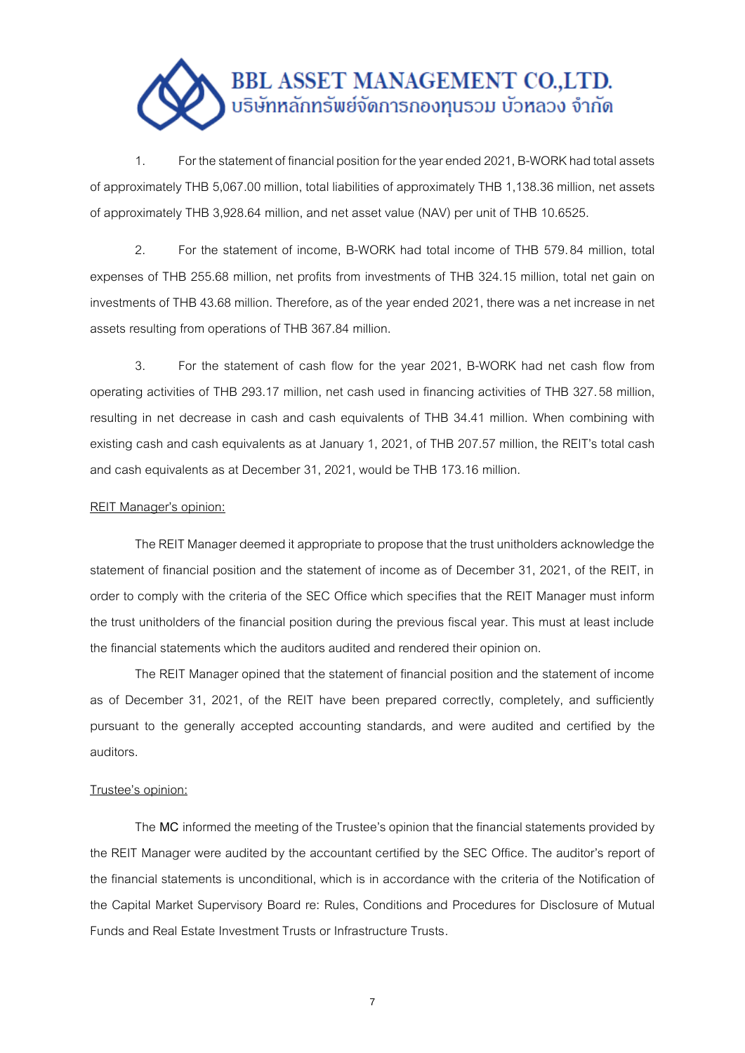1. For the statement of financial position for the year ended 2021, B-WORK had total assets of approximately THB 5,067.00 million, total liabilities of approximately THB 1,138.36 million, net assets of approximately THB 3,928.64 million, and net asset value (NAV) per unit of THB 10.6525.

2. For the statement of income, B-WORK had total income of THB 579.84 million, total expenses of THB 255.68 million, net profits from investments of THB 324.15 million, total net gain on investments of THB 43.68 million. Therefore, as of the year ended 2021, there was a net increase in net assets resulting from operations of THB 367.84 million.

3. For the statement of cash flow for the year 2021, B-WORK had net cash flow from operating activities of THB 293.17 million, net cash used in financing activities of THB 327.58 million, resulting in net decrease in cash and cash equivalents of THB 34.41 million. When combining with existing cash and cash equivalents as at January 1, 2021, of THB 207.57 million, the REIT's total cash and cash equivalents as at December 31, 2021, would be THB 173.16 million.

<u>REIT Manager's opinion:</u>

The REIT Manager deemed it appropriate to propose that the trust unitholders acknowledge the statement of financial position and the statement of income as of December 31, 2021, of the REIT, in order to comply with the criteria of the SEC Office which specifies that the REIT Manager must inform the trust unitholders of the financial position during the previous fiscal year. This must at least include the financial statements which the auditors audited and rendered their opinion on.

The REIT Manager opined that the statement of financial position and the statement of income as of December 31, 2021, of the REIT have been prepared correctly, completely, and sufficiently pursuant to the generally accepted accounting standards, and were audited and certified by the auditors.

<u>Trustee's opinion:</u>

The **MC** informed the meeting of the Trustee's opinion that the financial statements provided by the REIT Manager were audited by the accountant certified by the SEC Office. The auditor's report of the financial statements is unconditional, which is in accordance with the criteria of the Notification of the Capital Market Supervisory Board re: Rules, Conditions and Procedures for Disclosure of Mutual Funds and Real Estate Investment Trusts or Infrastructure Trusts.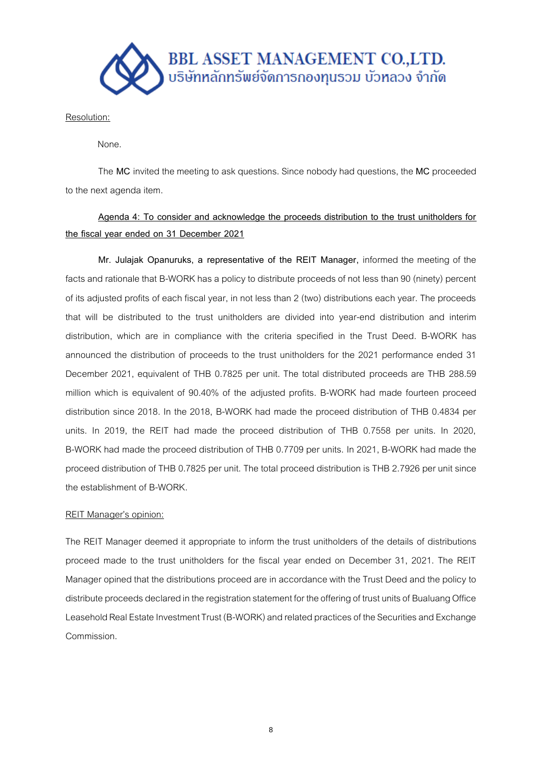Resolution:

None.

The **MC** invited the meeting to ask questions. Since nobody had questions, the **MC** proceeded to the next agenda item.

Agenda 4: To consider and acknowledge the proceeds distribution to the trust unitholders for the fiscal year ended on 31 December 2021

**Mr. Julajak Opanuruks, a representative of the REIT Manager,** informed the meeting of the facts and rationale that B-WORK has a policy to distribute proceeds of not less than 90 (ninety) percent of its adjusted profits of each fiscal year, in not less than 2 (two) distributions each year. The proceeds that will be distributed to the trust unitholders are divided into year-end distribution and interim distribution, which are in compliance with the criteria specified in the Trust Deed. B-WORK has announced the distribution of proceeds to the trust unitholders for the 2021 performance ended 31 December 2021, equivalent of THB 0.7825 per unit. The total distributed proceeds are THB 288.59 million which is equivalent of 90.40% of the adjusted profits. B-WORK had made fourteen proceed distribution since 2018. In the 2018, B-WORK had made the proceed distribution of THB 0.4834 per units. In 2019, the REIT had made the proceed distribution of THB 0.7558 per units. In 2020, B-WORK had made the proceed distribution of THB 0.7709 per units. In 2021, B-WORK had made the proceed distribution of THB 0.7825 per unit. The total proceed distribution is THB 2.7926 per unit since the establishment of B-WORK.

REIT Manager's opinion:

The REIT Manager deemed it appropriate to inform the trust unitholders of the details of distributions proceed made to the trust unitholders for the fiscal year ended on December 31, 2021. The REIT Manager opined that the distributions proceed are in accordance with the Trust Deed and the policy to distribute proceeds declared in the registration statement for the offering of trust units of Bualuang Office Leasehold Real Estate Investment Trust (B-WORK) and related practices of the Securities and Exchange Commission.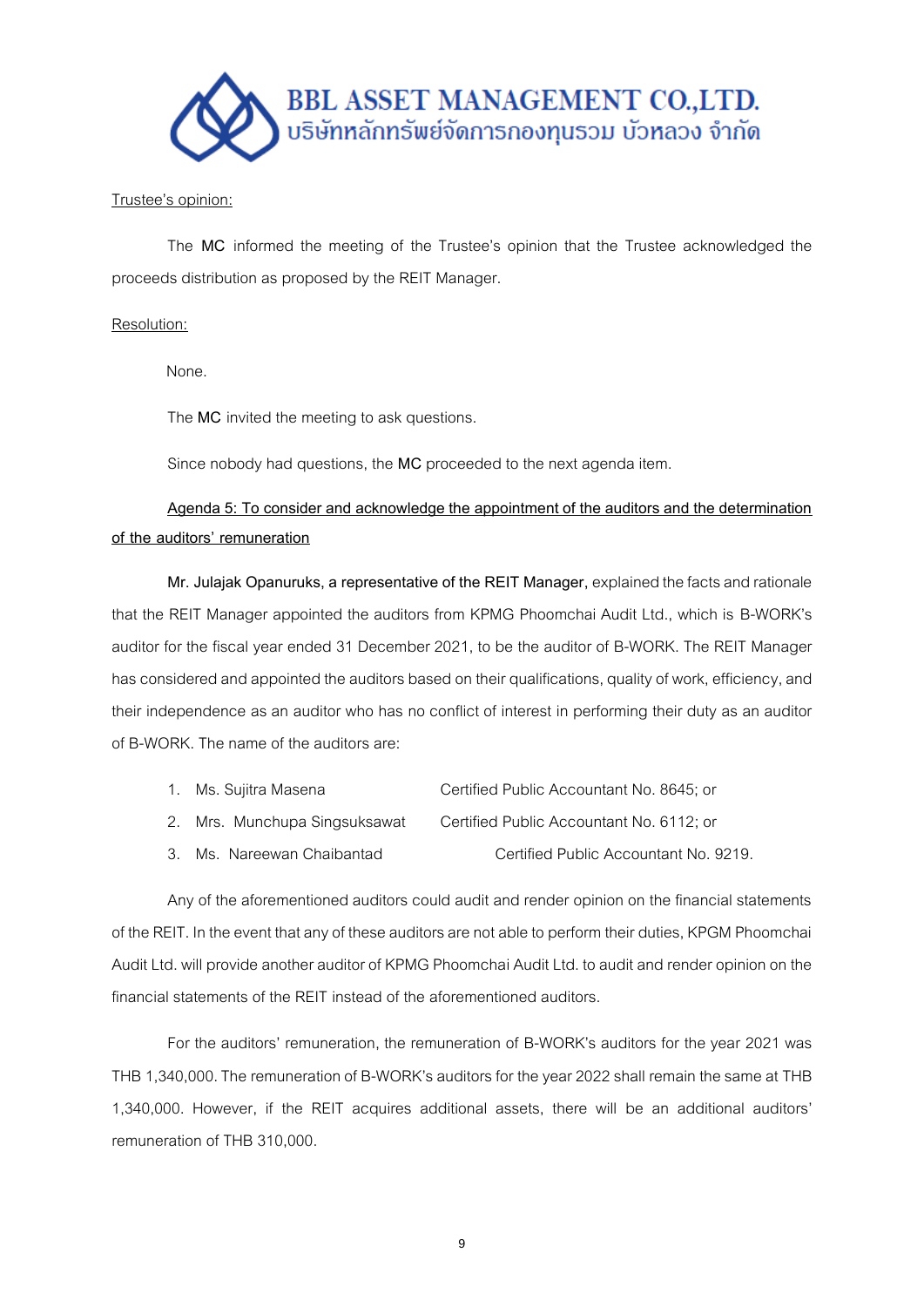Trustee's opinion:

The **MC** informed the meeting of the Trustee's opinion that the Trustee acknowledged the proceeds distribution as proposed by the REIT Manager.

Resolution:

None.

The **MC** invited the meeting to ask questions.

Since nobody had questions, the **MC** proceeded to the next agenda item.

**Agenda 5: To consider and acknowledge the appointment of the auditors and the determination of the auditors' remuneration**

**Mr. Julajak Opanuruks, a representative of the REIT Manager,** explained the facts and rationale that the REIT Manager appointed the auditors from KPMG Phoomchai Audit Ltd., which is B-WORK's auditor for the fiscal year ended 31 December 2021, to be the auditor of B-WORK. The REIT Manager has considered and appointed the auditors based on their qualifications, quality of work, efficiency, and their independence as an auditor who has no conflict of interest in performing their duty as an auditor of B-WORK. The name of the auditors are:

1. Ms. Sujitra Masena — Certified Public Accountant No. 8645; or
2. Mrs. Munchupa Singsuksawat — Certified Public Accountant No. 6112; or
3. Ms. Nareewan Chaibantad — Certified Public Accountant No. 9219.

Any of the aforementioned auditors could audit and render opinion on the financial statements of the REIT. In the event that any of these auditors are not able to perform their duties, KPGM Phoomchai Audit Ltd. will provide another auditor of KPMG Phoomchai Audit Ltd. to audit and render opinion on the financial statements of the REIT instead of the aforementioned auditors.

For the auditors' remuneration, the remuneration of B-WORK's auditors for the year 2021 was THB 1,340,000. The remuneration of B-WORK's auditors for the year 2022 shall remain the same at THB 1,340,000. However, if the REIT acquires additional assets, there will be an additional auditors' remuneration of THB 310,000.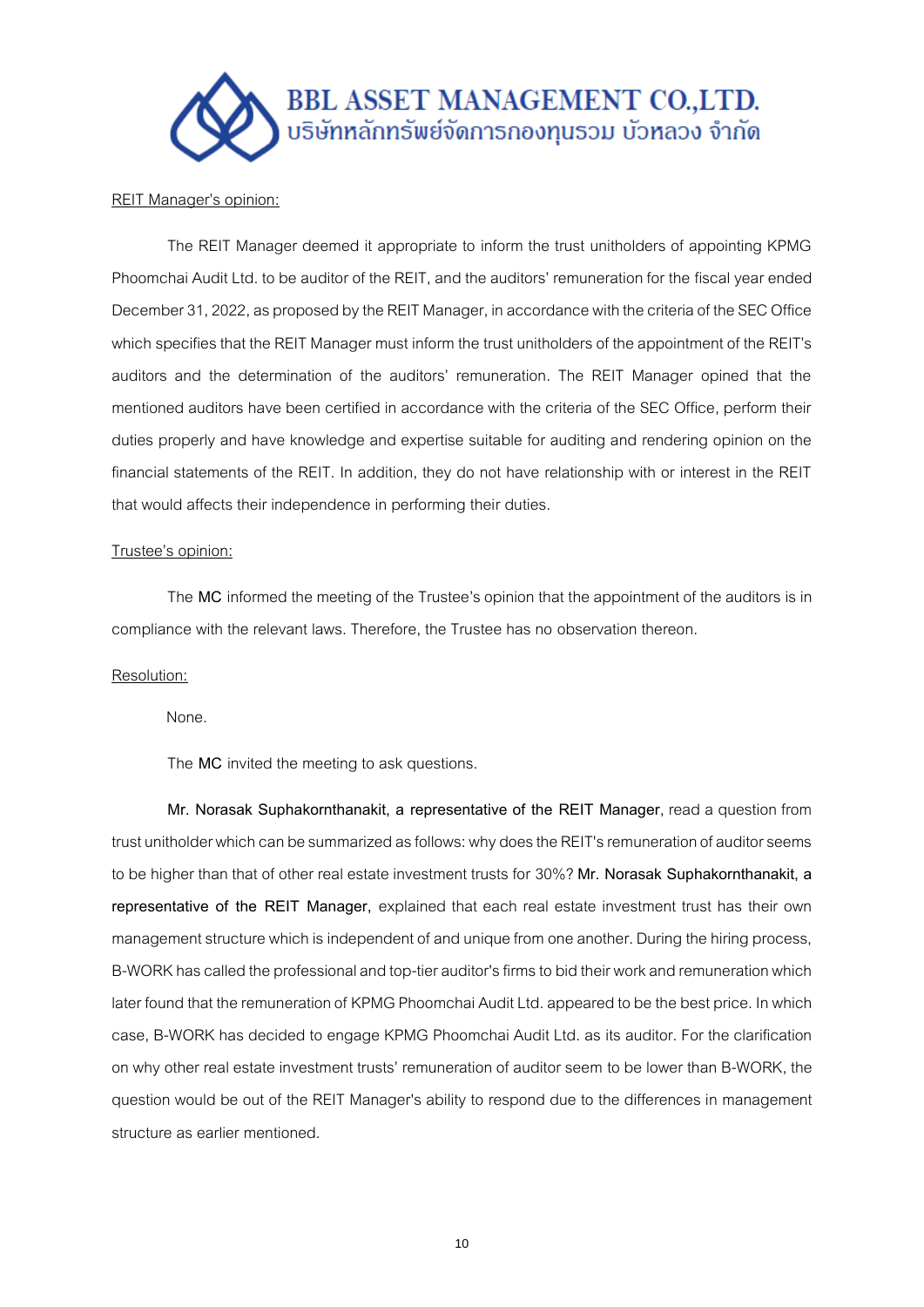REIT Manager's opinion:

The REIT Manager deemed it appropriate to inform the trust unitholders of appointing KPMG Phoomchai Audit Ltd. to be auditor of the REIT, and the auditors' remuneration for the fiscal year ended December 31, 2022, as proposed by the REIT Manager, in accordance with the criteria of the SEC Office which specifies that the REIT Manager must inform the trust unitholders of the appointment of the REIT's auditors and the determination of the auditors' remuneration. The REIT Manager opined that the mentioned auditors have been certified in accordance with the criteria of the SEC Office, perform their duties properly and have knowledge and expertise suitable for auditing and rendering opinion on the financial statements of the REIT. In addition, they do not have relationship with or interest in the REIT that would affects their independence in performing their duties.

Trustee's opinion:

The **MC** informed the meeting of the Trustee's opinion that the appointment of the auditors is in compliance with the relevant laws. Therefore, the Trustee has no observation thereon.

Resolution:

None.

The **MC** invited the meeting to ask questions.

**Mr. Norasak Suphakornthanakit, a representative of the REIT Manager**, read a question from trust unitholder which can be summarized as follows: why does the REIT's remuneration of auditor seems to be higher than that of other real estate investment trusts for 30%? **Mr. Norasak Suphakornthanakit, a representative of the REIT Manager**, explained that each real estate investment trust has their own management structure which is independent of and unique from one another. During the hiring process, B-WORK has called the professional and top-tier auditor's firms to bid their work and remuneration which later found that the remuneration of KPMG Phoomchai Audit Ltd. appeared to be the best price. In which case, B-WORK has decided to engage KPMG Phoomchai Audit Ltd. as its auditor. For the clarification on why other real estate investment trusts' remuneration of auditor seem to be lower than B-WORK, the question would be out of the REIT Manager's ability to respond due to the differences in management structure as earlier mentioned.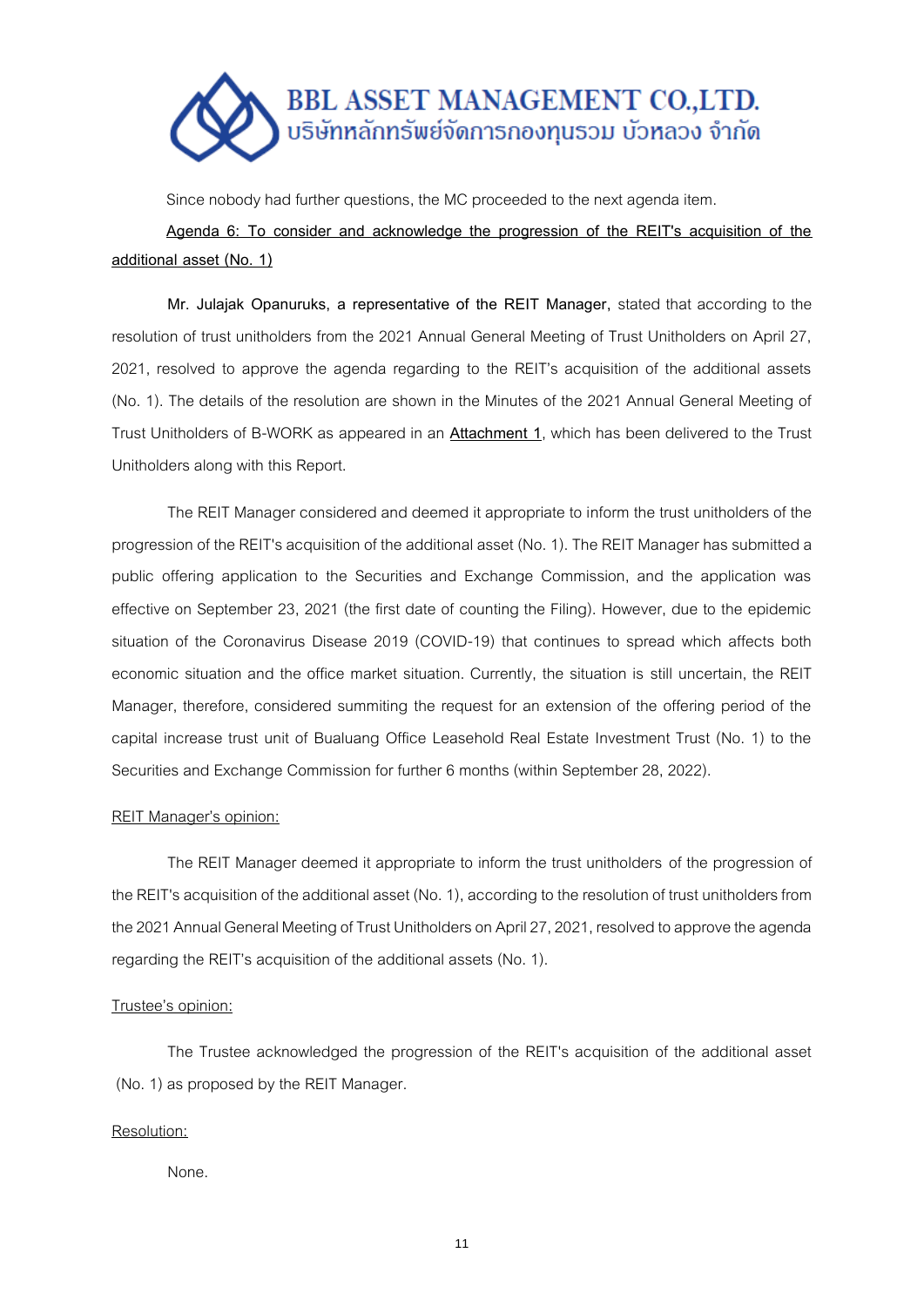Since nobody had further questions, the MC proceeded to the next agenda item.

**Agenda 6: To consider and acknowledge the progression of the REIT's acquisition of the additional asset (No. 1)**

**Mr. Julajak Opanuruks, a representative of the REIT Manager,** stated that according to the resolution of trust unitholders from the 2021 Annual General Meeting of Trust Unitholders on April 27, 2021, resolved to approve the agenda regarding to the REIT's acquisition of the additional assets (No. 1). The details of the resolution are shown in the Minutes of the 2021 Annual General Meeting of Trust Unitholders of B-WORK as appeared in an **Attachment 1**, which has been delivered to the Trust Unitholders along with this Report.

The REIT Manager considered and deemed it appropriate to inform the trust unitholders of the progression of the REIT's acquisition of the additional asset (No. 1). The REIT Manager has submitted a public offering application to the Securities and Exchange Commission, and the application was effective on September 23, 2021 (the first date of counting the Filing). However, due to the epidemic situation of the Coronavirus Disease 2019 (COVID-19) that continues to spread which affects both economic situation and the office market situation. Currently, the situation is still uncertain, the REIT Manager, therefore, considered summiting the request for an extension of the offering period of the capital increase trust unit of Bualuang Office Leasehold Real Estate Investment Trust (No. 1) to the Securities and Exchange Commission for further 6 months (within September 28, 2022).

REIT Manager's opinion:

The REIT Manager deemed it appropriate to inform the trust unitholders of the progression of the REIT's acquisition of the additional asset (No. 1), according to the resolution of trust unitholders from the 2021 Annual General Meeting of Trust Unitholders on April 27, 2021, resolved to approve the agenda regarding the REIT's acquisition of the additional assets (No. 1).

Trustee's opinion:

The Trustee acknowledged the progression of the REIT's acquisition of the additional asset (No. 1) as proposed by the REIT Manager.

Resolution:

None.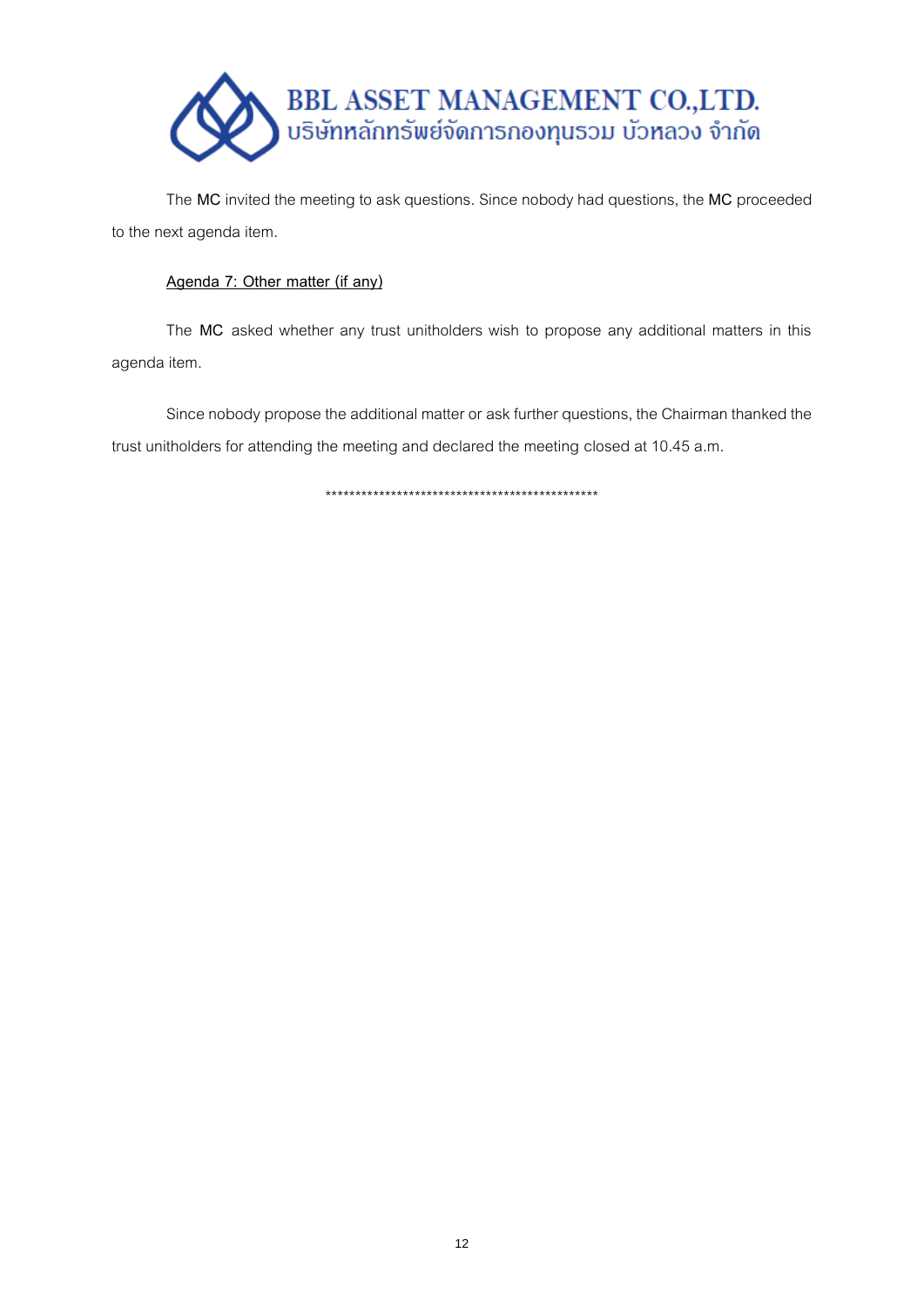The **MC** invited the meeting to ask questions. Since nobody had questions, the **MC** proceeded to the next agenda item.

**Agenda 7: Other matter (if any)**

The **MC** asked whether any trust unitholders wish to propose any additional matters in this agenda item.

Since nobody propose the additional matter or ask further questions, the Chairman thanked the trust unitholders for attending the meeting and declared the meeting closed at 10.45 a.m.

***********************************************